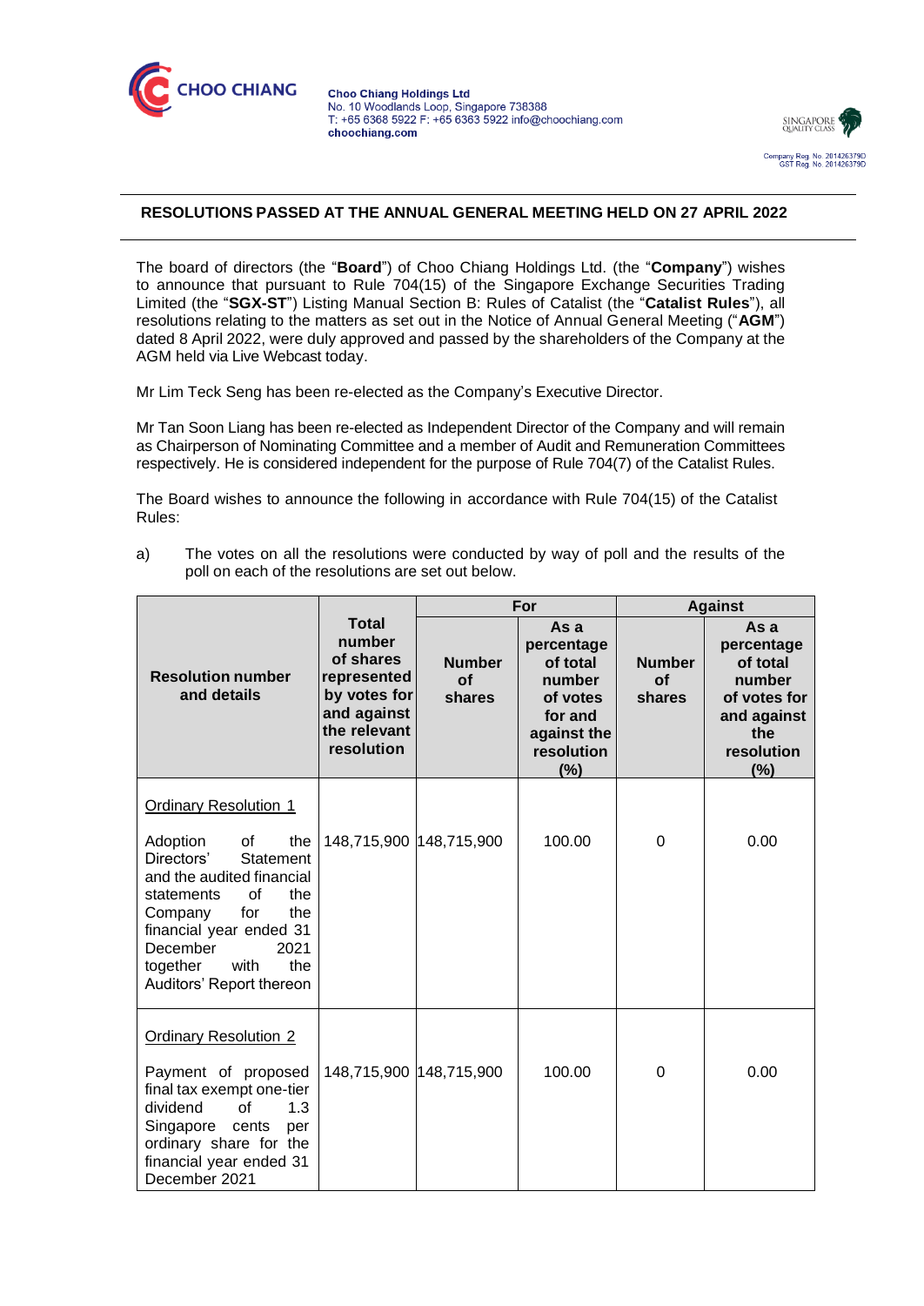**Choo Chiang Holdings Ltd**
No. 10 Woodlands Loop, Singapore 738388
T: +65 6368 5922 F: +65 6363 5922 info@choochiang.com
**choochiang.com**

Company Reg. No. 201426379D
GST Reg. No. 201426379D

## RESOLUTIONS PASSED AT THE ANNUAL GENERAL MEETING HELD ON 27 APRIL 2022

The board of directors (the "**Board**") of Choo Chiang Holdings Ltd. (the "**Company**") wishes to announce that pursuant to Rule 704(15) of the Singapore Exchange Securities Trading Limited (the "**SGX-ST**") Listing Manual Section B: Rules of Catalist (the "**Catalist Rules**"), all resolutions relating to the matters as set out in the Notice of Annual General Meeting ("**AGM**") dated 8 April 2022, were duly approved and passed by the shareholders of the Company at the AGM held via Live Webcast today.

Mr Lim Teck Seng has been re-elected as the Company's Executive Director.

Mr Tan Soon Liang has been re-elected as Independent Director of the Company and will remain as Chairperson of Nominating Committee and a member of Audit and Remuneration Committees respectively. He is considered independent for the purpose of Rule 704(7) of the Catalist Rules.

The Board wishes to announce the following in accordance with Rule 704(15) of the Catalist Rules:

a) The votes on all the resolutions were conducted by way of poll and the results of the poll on each of the resolutions are set out below.

| Resolution number and details | Total number of shares represented by votes for and against the relevant resolution | For | | Against | |
|---|---|---|---|---|---|
| | | Number of shares | As a percentage of total number of votes for and against the resolution (%) | Number of shares | As a percentage of total number of votes for and against the resolution (%) |
| Ordinary Resolution 1<br><br>Adoption of the Directors' Statement and the audited financial statements of the Company for the financial year ended 31 December 2021 together with the Auditors' Report thereon | 148,715,900 | 148,715,900 | 100.00 | 0 | 0.00 |
| Ordinary Resolution 2<br><br>Payment of proposed final tax exempt one-tier dividend of 1.3 Singapore cents per ordinary share for the financial year ended 31 December 2021 | 148,715,900 | 148,715,900 | 100.00 | 0 | 0.00 |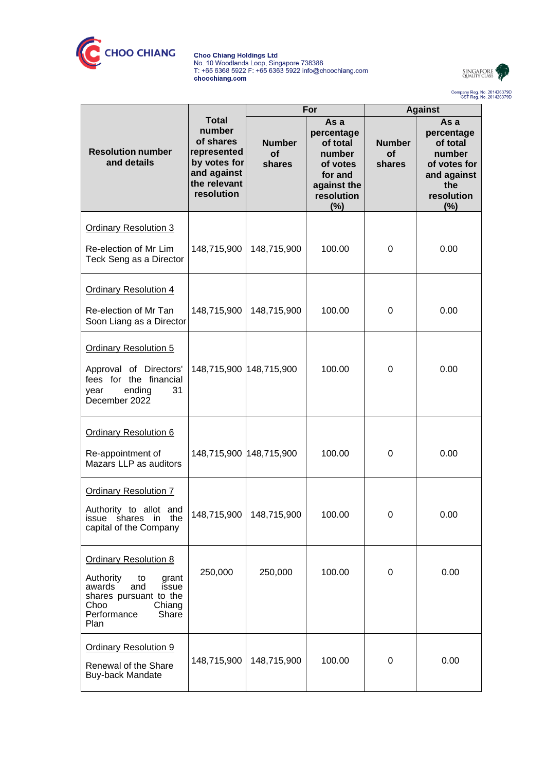Choo Chiang Holdings Ltd
No. 10 Woodlands Loop, Singapore 738388
T: +65 6368 5922 F: +65 6363 5922 info@choochiang.com
choochiang.com

Company Reg. No. 201426379D
GST Reg. No. 201426379D

| Resolution number and details | Total number of shares represented by votes for and against the relevant resolution | For | | Against | |
|---|---|---|---|---|---|
| | | Number of shares | As a percentage of total number of votes for and against the resolution (%) | Number of shares | As a percentage of total number of votes for and against the resolution (%) |
| Ordinary Resolution 3<br><br>Re-election of Mr Lim Teck Seng as a Director | 148,715,900 | 148,715,900 | 100.00 | 0 | 0.00 |
| Ordinary Resolution 4<br><br>Re-election of Mr Tan Soon Liang as a Director | 148,715,900 | 148,715,900 | 100.00 | 0 | 0.00 |
| Ordinary Resolution 5<br><br>Approval of Directors' fees for the financial year ending 31 December 2022 | 148,715,900 | 148,715,900 | 100.00 | 0 | 0.00 |
| Ordinary Resolution 6<br><br>Re-appointment of Mazars LLP as auditors | 148,715,900 | 148,715,900 | 100.00 | 0 | 0.00 |
| Ordinary Resolution 7<br><br>Authority to allot and issue shares in the capital of the Company | 148,715,900 | 148,715,900 | 100.00 | 0 | 0.00 |
| Ordinary Resolution 8<br><br>Authority to grant awards and issue shares pursuant to the Choo Chiang Performance Share Plan | 250,000 | 250,000 | 100.00 | 0 | 0.00 |
| Ordinary Resolution 9<br><br>Renewal of the Share Buy-back Mandate | 148,715,900 | 148,715,900 | 100.00 | 0 | 0.00 |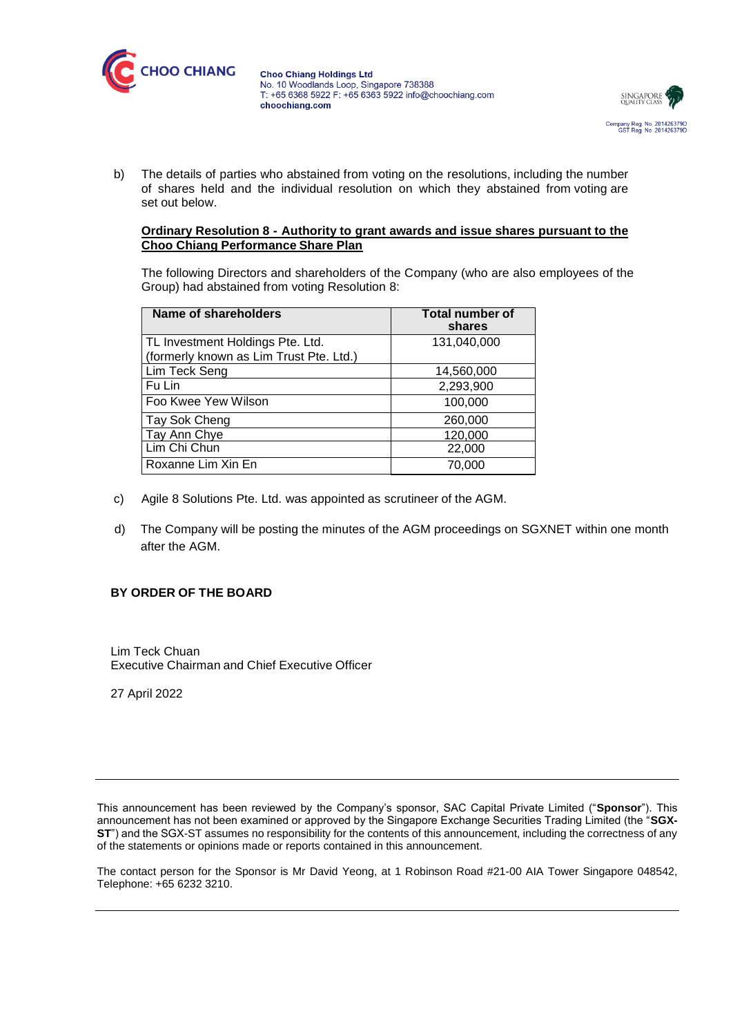b) The details of parties who abstained from voting on the resolutions, including the number of shares held and the individual resolution on which they abstained from voting are set out below.

**Ordinary Resolution 8 - Authority to grant awards and issue shares pursuant to the Choo Chiang Performance Share Plan**

The following Directors and shareholders of the Company (who are also employees of the Group) had abstained from voting Resolution 8:

| Name of shareholders | Total number of shares |
|---|---|
| TL Investment Holdings Pte. Ltd. (formerly known as Lim Trust Pte. Ltd.) | 131,040,000 |
| Lim Teck Seng | 14,560,000 |
| Fu Lin | 2,293,900 |
| Foo Kwee Yew Wilson | 100,000 |
| Tay Sok Cheng | 260,000 |
| Tay Ann Chye | 120,000 |
| Lim Chi Chun | 22,000 |
| Roxanne Lim Xin En | 70,000 |

c) Agile 8 Solutions Pte. Ltd. was appointed as scrutineer of the AGM.

d) The Company will be posting the minutes of the AGM proceedings on SGXNET within one month after the AGM.

**BY ORDER OF THE BOARD**

Lim Teck Chuan
Executive Chairman and Chief Executive Officer

27 April 2022

---

This announcement has been reviewed by the Company's sponsor, SAC Capital Private Limited ("**Sponsor**"). This announcement has not been examined or approved by the Singapore Exchange Securities Trading Limited (the "**SGX-ST**") and the SGX-ST assumes no responsibility for the contents of this announcement, including the correctness of any of the statements or opinions made or reports contained in this announcement.

The contact person for the Sponsor is Mr David Yeong, at 1 Robinson Road #21-00 AIA Tower Singapore 048542, Telephone: +65 6232 3210.